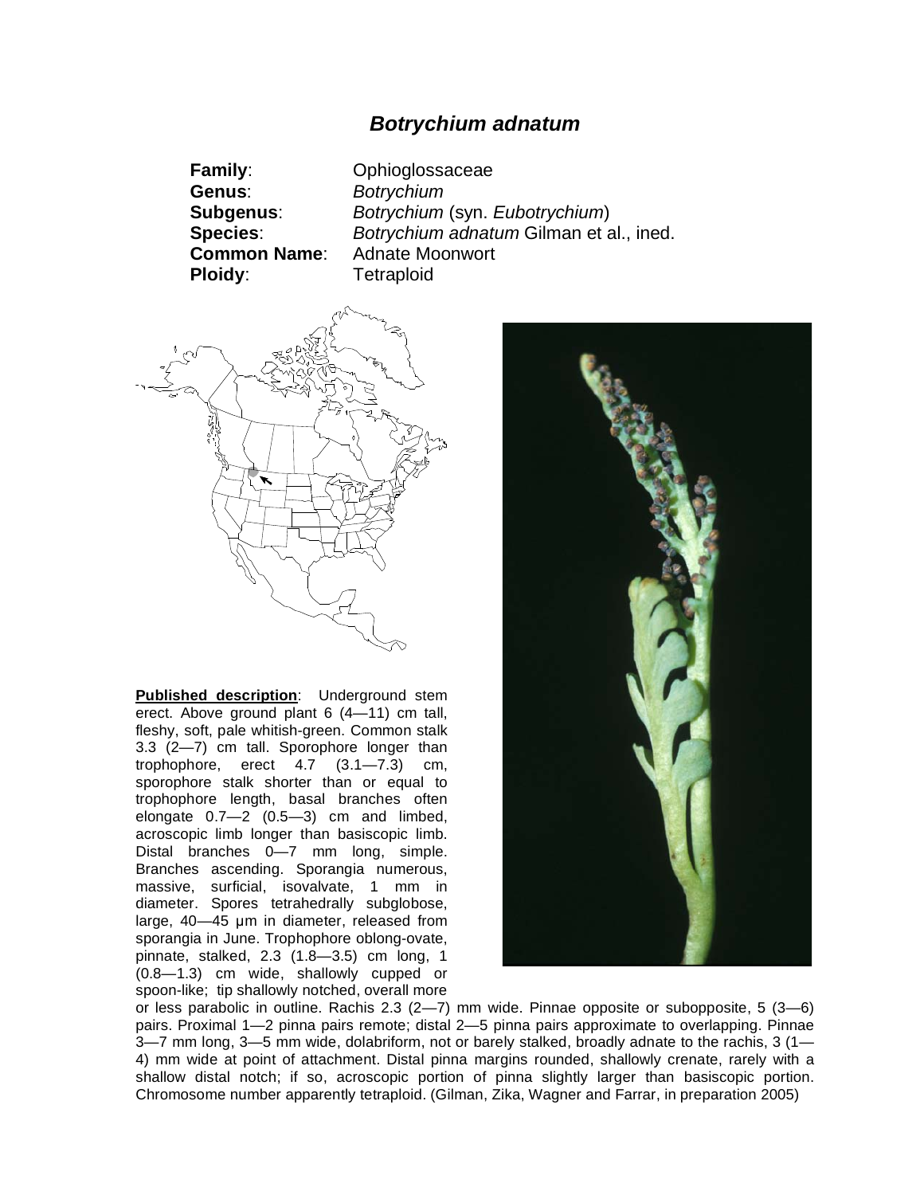# *Botrychium adnatum*

**Family**: Ophioglossaceae
**Genus**: *Botrychium*
**Subgenus**: *Botrychium* (syn. *Eubotrychium*)
**Species**: *Botrychium adnatum* Gilman et al., ined.
**Common Name**: Adnate Moonwort
**Ploidy**: Tetraploid

**Published description**: Underground stem erect. Above ground plant 6 (4—11) cm tall, fleshy, soft, pale whitish-green. Common stalk 3.3 (2—7) cm tall. Sporophore longer than trophophore, erect 4.7 (3.1—7.3) cm, sporophore stalk shorter than or equal to trophophore length, basal branches often elongate 0.7—2 (0.5—3) cm and limbed, acroscopic limb longer than basiscopic limb. Distal branches 0—7 mm long, simple. Branches ascending. Sporangia numerous, massive, surficial, isovalvate, 1 mm in diameter. Spores tetrahedrally subglobose, large, 40—45 µm in diameter, released from sporangia in June. Trophophore oblong-ovate, pinnate, stalked, 2.3 (1.8—3.5) cm long, 1 (0.8—1.3) cm wide, shallowly cupped or spoon-like; tip shallowly notched, overall more or less parabolic in outline. Rachis 2.3 (2—7) mm wide. Pinnae opposite or subopposite, 5 (3—6) pairs. Proximal 1—2 pinna pairs remote; distal 2—5 pinna pairs approximate to overlapping. Pinnae 3—7 mm long, 3—5 mm wide, dolabriform, not or barely stalked, broadly adnate to the rachis, 3 (1—4) mm wide at point of attachment. Distal pinna margins rounded, shallowly crenate, rarely with a shallow distal notch; if so, acroscopic portion of pinna slightly larger than basiscopic portion. Chromosome number apparently tetraploid. (Gilman, Zika, Wagner and Farrar, in preparation 2005)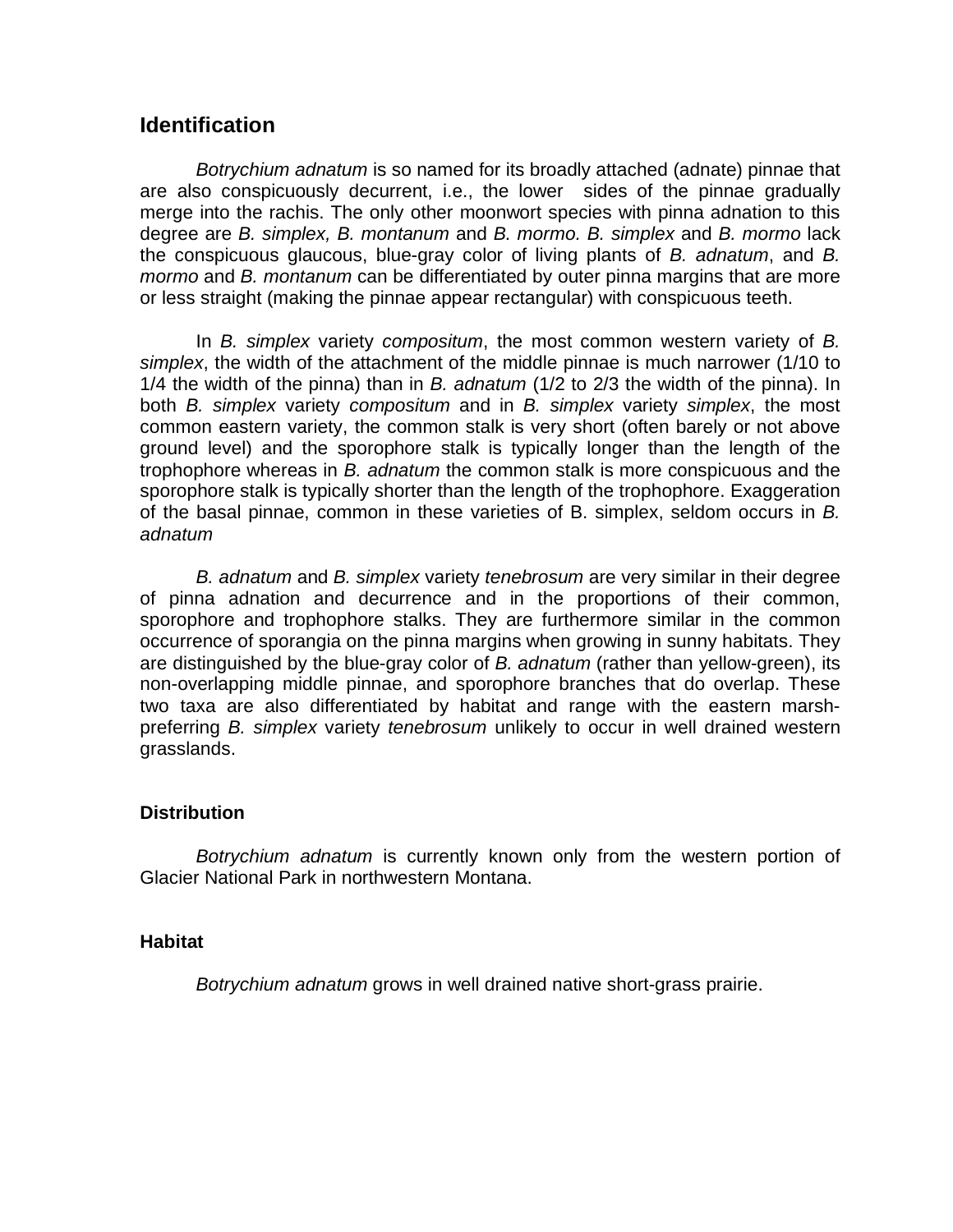## Identification

*Botrychium adnatum* is so named for its broadly attached (adnate) pinnae that are also conspicuously decurrent, i.e., the lower sides of the pinnae gradually merge into the rachis. The only other moonwort species with pinna adnation to this degree are *B. simplex, B. montanum* and *B. mormo. B. simplex* and *B. mormo* lack the conspicuous glaucous, blue-gray color of living plants of *B. adnatum*, and *B. mormo* and *B. montanum* can be differentiated by outer pinna margins that are more or less straight (making the pinnae appear rectangular) with conspicuous teeth.

In *B. simplex* variety *compositum*, the most common western variety of *B. simplex*, the width of the attachment of the middle pinnae is much narrower (1/10 to 1/4 the width of the pinna) than in *B. adnatum* (1/2 to 2/3 the width of the pinna). In both *B. simplex* variety *compositum* and in *B. simplex* variety *simplex*, the most common eastern variety, the common stalk is very short (often barely or not above ground level) and the sporophore stalk is typically longer than the length of the trophophore whereas in *B. adnatum* the common stalk is more conspicuous and the sporophore stalk is typically shorter than the length of the trophophore. Exaggeration of the basal pinnae, common in these varieties of B. simplex, seldom occurs in *B. adnatum*

*B. adnatum* and *B. simplex* variety *tenebrosum* are very similar in their degree of pinna adnation and decurrence and in the proportions of their common, sporophore and trophophore stalks. They are furthermore similar in the common occurrence of sporangia on the pinna margins when growing in sunny habitats. They are distinguished by the blue-gray color of *B. adnatum* (rather than yellow-green), its non-overlapping middle pinnae, and sporophore branches that do overlap. These two taxa are also differentiated by habitat and range with the eastern marsh-preferring *B. simplex* variety *tenebrosum* unlikely to occur in well drained western grasslands.

### Distribution

*Botrychium adnatum* is currently known only from the western portion of Glacier National Park in northwestern Montana.

### Habitat

*Botrychium adnatum* grows in well drained native short-grass prairie.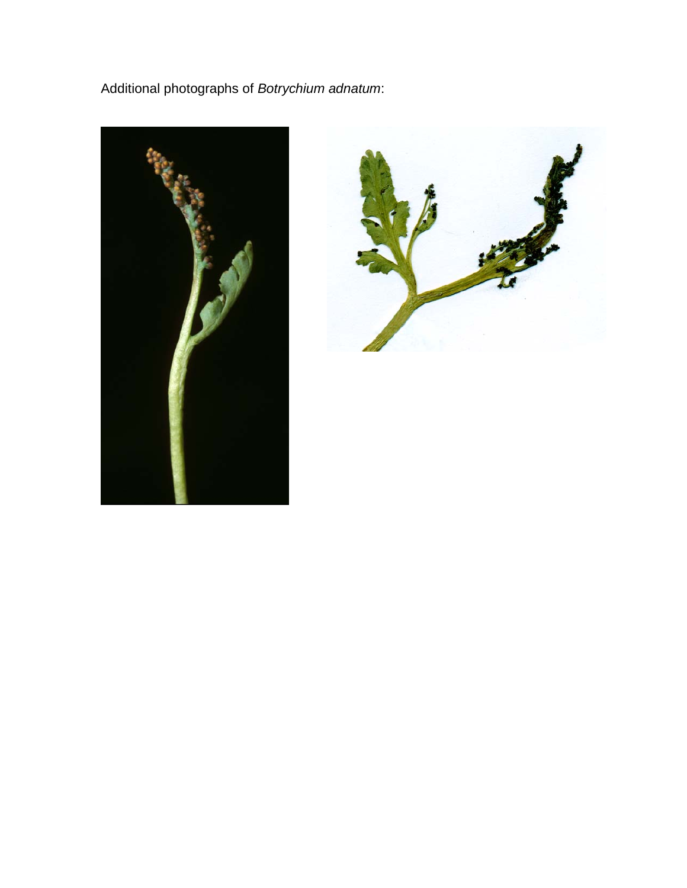Additional photographs of *Botrychium adnatum*: